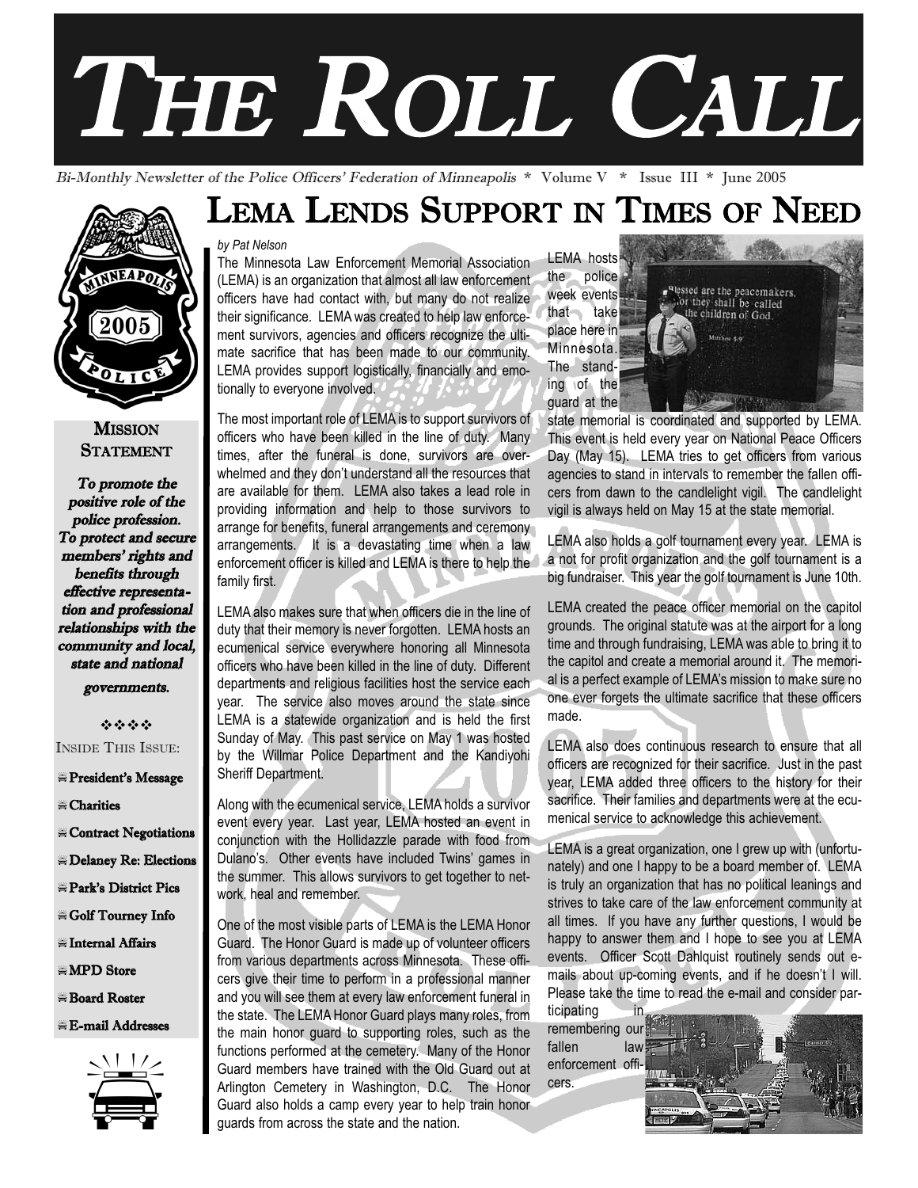# THE ROLL CALL

*Bi-Monthly Newsletter of the Police Officers' Federation of Minneapolis* * Volume V * Issue III * June 2005

## MISSION STATEMENT

***To promote the positive role of the police profession. To protect and secure members' rights and benefits through effective representation and professional relationships with the community and local, state and national governments.***

INSIDE THIS ISSUE:

- **President's Message**
- **Charities**
- **Contract Negotiations**
- **Delaney Re: Elections**
- **Park's District Pics**
- **Golf Tourney Info**
- **Internal Affairs**
- **MPD Store**
- **Board Roster**
- **E-mail Addresses**

## LEMA LENDS SUPPORT IN TIMES OF NEED

*by Pat Nelson*

The Minnesota Law Enforcement Memorial Association (LEMA) is an organization that almost all law enforcement officers have had contact with, but many do not realize their significance. LEMA was created to help law enforcement survivors, agencies and officers recognize the ultimate sacrifice that has been made to our community. LEMA provides support logistically, financially and emotionally to everyone involved.

The most important role of LEMA is to support survivors of officers who have been killed in the line of duty. Many times, after the funeral is done, survivors are overwhelmed and they don't understand all the resources that are available for them. LEMA also takes a lead role in providing information and help to those survivors to arrange for benefits, funeral arrangements and ceremony arrangements. It is a devastating time when a law enforcement officer is killed and LEMA is there to help the family first.

LEMA also makes sure that when officers die in the line of duty that their memory is never forgotten. LEMA hosts an ecumenical service everywhere honoring all Minnesota officers who have been killed in the line of duty. Different departments and religious facilities host the service each year. The service also moves around the state since LEMA is a statewide organization and is held the first Sunday of May. This past service on May 1 was hosted by the Willmar Police Department and the Kandiyohi Sheriff Department.

Along with the ecumenical service, LEMA holds a survivor event every year. Last year, LEMA hosted an event in conjunction with the Hollidazzle parade with food from Dulano's. Other events have included Twins' games in the summer. This allows survivors to get together to network, heal and remember.

One of the most visible parts of LEMA is the LEMA Honor Guard. The Honor Guard is made up of volunteer officers from various departments across Minnesota. These officers give their time to perform in a professional manner and you will see them at every law enforcement funeral in the state. The LEMA Honor Guard plays many roles, from the main honor guard to supporting roles, such as the functions performed at the cemetery. Many of the Honor Guard members have trained with the Old Guard out at Arlington Cemetery in Washington, D.C. The Honor Guard also holds a camp every year to help train honor guards from across the state and the nation.

LEMA hosts the police week events that take place here in Minnesota. The standing of the guard at the state memorial is coordinated and supported by LEMA. This event is held every year on National Peace Officers Day (May 15). LEMA tries to get officers from various agencies to stand in intervals to remember the fallen officers from dawn to the candlelight vigil. The candlelight vigil is always held on May 15 at the state memorial.

LEMA also holds a golf tournament every year. LEMA is a not for profit organization and the golf tournament is a big fundraiser. This year the golf tournament is June 10th.

LEMA created the peace officer memorial on the capitol grounds. The original statute was at the airport for a long time and through fundraising, LEMA was able to bring it to the capitol and create a memorial around it. The memorial is a perfect example of LEMA's mission to make sure no one ever forgets the ultimate sacrifice that these officers made.

LEMA also does continuous research to ensure that all officers are recognized for their sacrifice. Just in the past year, LEMA added three officers to the history for their sacrifice. Their families and departments were at the ecumenical service to acknowledge this achievement.

LEMA is a great organization, one I grew up with (unfortunately) and one I happy to be a board member of. LEMA is truly an organization that has no political leanings and strives to take care of the law enforcement community at all times. If you have any further questions, I would be happy to answer them and I hope to see you at LEMA events. Officer Scott Dahlquist routinely sends out e-mails about up-coming events, and if he doesn't I will. Please take the time to read the e-mail and consider participating in remembering our fallen law enforcement officers.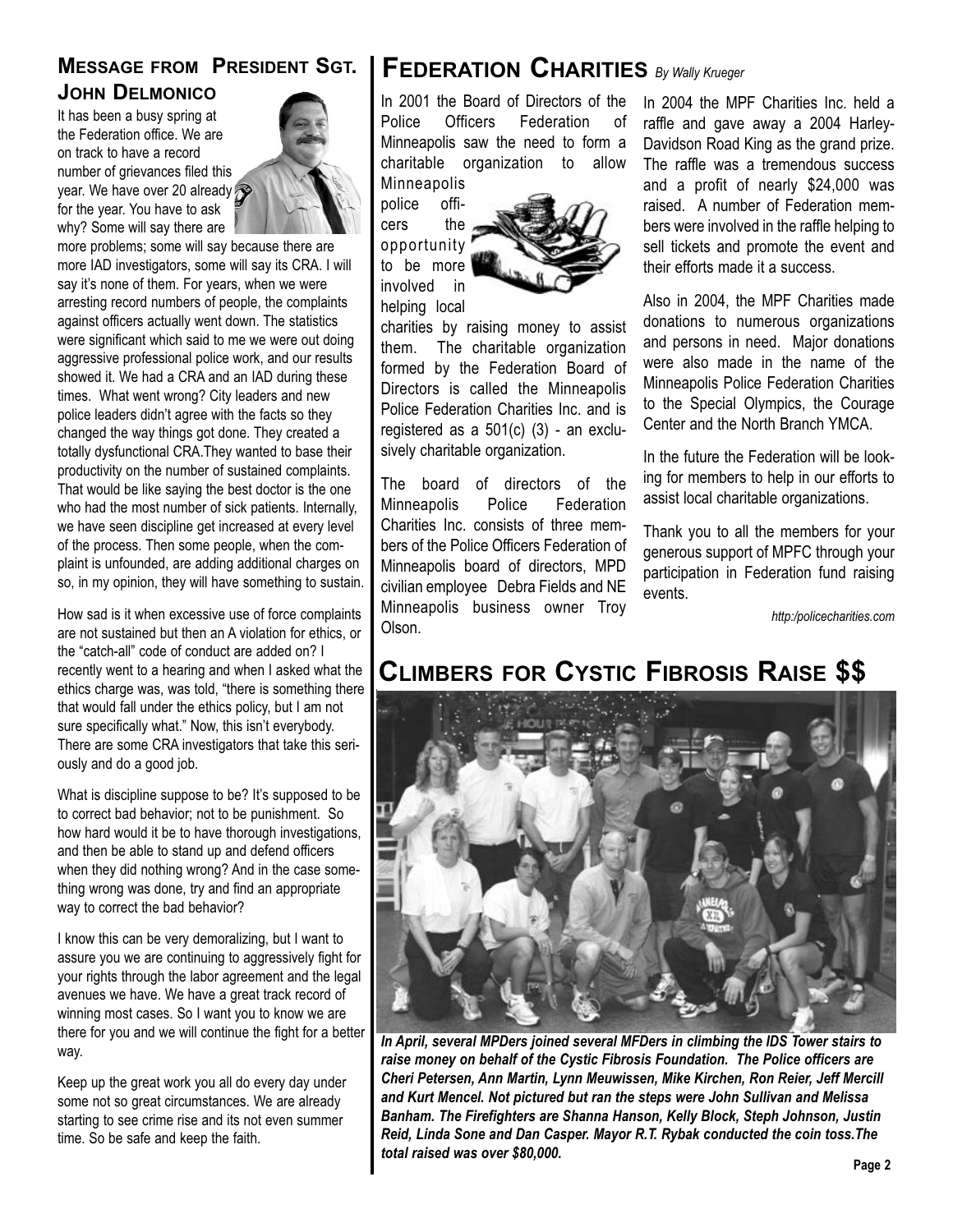## Message from President Sgt. John Delmonico

It has been a busy spring at the Federation office. We are on track to have a record number of grievances filed this year. We have over 20 already for the year. You have to ask why? Some will say there are more problems; some will say because there are more IAD investigators, some will say its CRA. I will say it's none of them. For years, when we were arresting record numbers of people, the complaints against officers actually went down. The statistics were significant which said to me we were out doing aggressive professional police work, and our results showed it. We had a CRA and an IAD during these times. What went wrong? City leaders and new police leaders didn't agree with the facts so they changed the way things got done. They created a totally dysfunctional CRA.They wanted to base their productivity on the number of sustained complaints. That would be like saying the best doctor is the one who had the most number of sick patients. Internally, we have seen discipline get increased at every level of the process. Then some people, when the complaint is unfounded, are adding additional charges on so, in my opinion, they will have something to sustain.

How sad is it when excessive use of force complaints are not sustained but then an A violation for ethics, or the "catch-all" code of conduct are added on? I recently went to a hearing and when I asked what the ethics charge was, was told, "there is something there that would fall under the ethics policy, but I am not sure specifically what." Now, this isn't everybody. There are some CRA investigators that take this seriously and do a good job.

What is discipline suppose to be? It's supposed to be to correct bad behavior; not to be punishment. So how hard would it be to have thorough investigations, and then be able to stand up and defend officers when they did nothing wrong? And in the case something wrong was done, try and find an appropriate way to correct the bad behavior?

I know this can be very demoralizing, but I want to assure you we are continuing to aggressively fight for your rights through the labor agreement and the legal avenues we have. We have a great track record of winning most cases. So I want you to know we are there for you and we will continue the fight for a better way.

Keep up the great work you all do every day under some not so great circumstances. We are already starting to see crime rise and its not even summer time. So be safe and keep the faith.

## Federation Charities *By Wally Krueger*

In 2001 the Board of Directors of the Police Officers Federation of Minneapolis saw the need to form a charitable organization to allow Minneapolis police officers the opportunity to be more involved in helping local charities by raising money to assist them. The charitable organization formed by the Federation Board of Directors is called the Minneapolis Police Federation Charities Inc. and is registered as a 501(c) (3) - an exclusively charitable organization.

The board of directors of the Minneapolis Police Federation Charities Inc. consists of three members of the Police Officers Federation of Minneapolis board of directors, MPD civilian employee Debra Fields and NE Minneapolis business owner Troy Olson.

In 2004 the MPF Charities Inc. held a raffle and gave away a 2004 Harley-Davidson Road King as the grand prize. The raffle was a tremendous success and a profit of nearly $24,000 was raised. A number of Federation members were involved in the raffle helping to sell tickets and promote the event and their efforts made it a success.

Also in 2004, the MPF Charities made donations to numerous organizations and persons in need. Major donations were also made in the name of the Minneapolis Police Federation Charities to the Special Olympics, the Courage Center and the North Branch YMCA.

In the future the Federation will be looking for members to help in our efforts to assist local charitable organizations.

Thank you to all the members for your generous support of MPFC through your participation in Federation fund raising events.

*http:/policecharities.com*

## Climbers for Cystic Fibrosis Raise $$

***In April, several MPDers joined several MFDers in climbing the IDS Tower stairs to raise money on behalf of the Cystic Fibrosis Foundation. The Police officers are Cheri Petersen, Ann Martin, Lynn Meuwissen, Mike Kirchen, Ron Reier, Jeff Mercill and Kurt Mencel. Not pictured but ran the steps were John Sullivan and Melissa Banham. The Firefighters are Shanna Hanson, Kelly Block, Steph Johnson, Justin Reid, Linda Sone and Dan Casper. Mayor R.T. Rybak conducted the coin toss.The total raised was over $80,000.***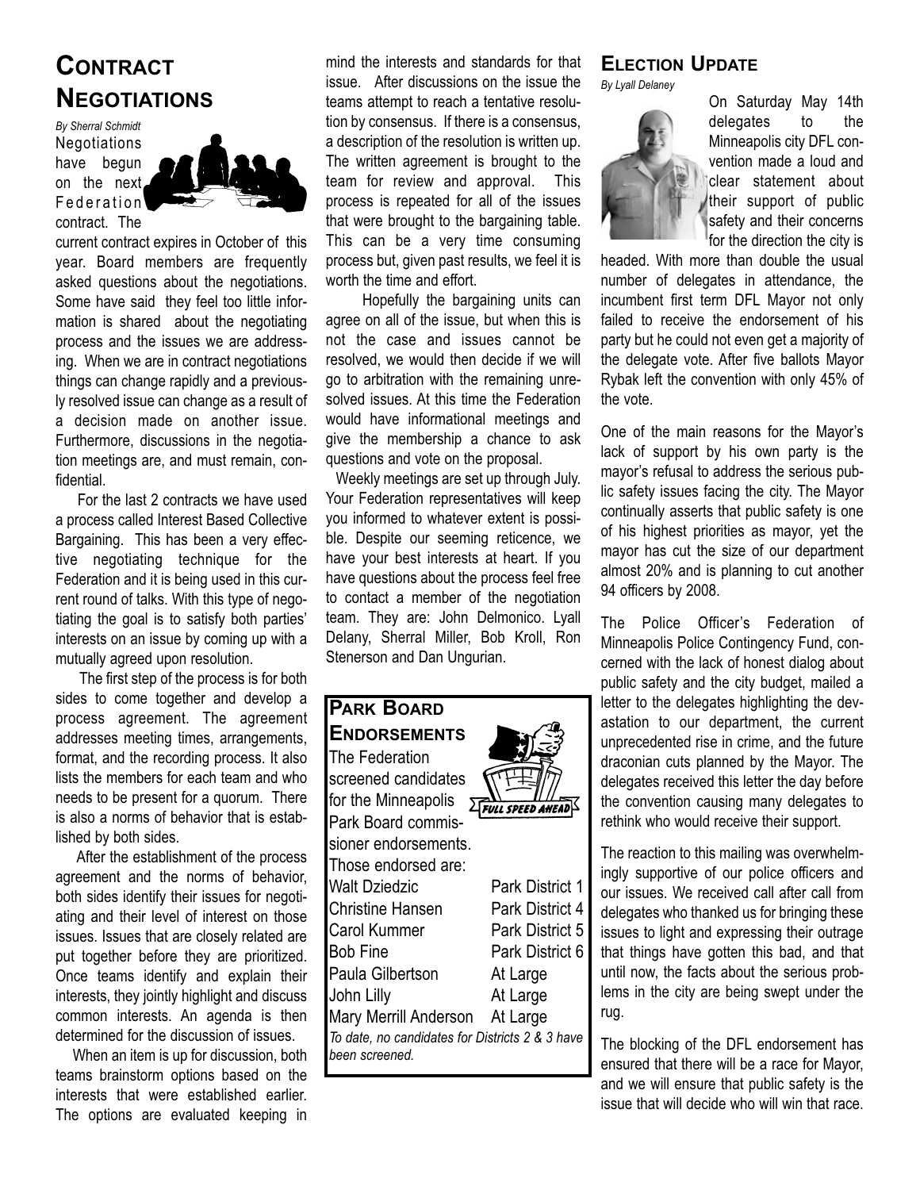## Contract Negotiations

*By Sherral Schmidt*

Negotiations have begun on the next Federation contract. The current contract expires in October of this year. Board members are frequently asked questions about the negotiations. Some have said they feel too little information is shared about the negotiating process and the issues we are addressing. When we are in contract negotiations things can change rapidly and a previously resolved issue can change as a result of a decision made on another issue. Furthermore, discussions in the negotiation meetings are, and must remain, confidential.

For the last 2 contracts we have used a process called Interest Based Collective Bargaining. This has been a very effective negotiating technique for the Federation and it is being used in this current round of talks. With this type of negotiating the goal is to satisfy both parties' interests on an issue by coming up with a mutually agreed upon resolution.

The first step of the process is for both sides to come together and develop a process agreement. The agreement addresses meeting times, arrangements, format, and the recording process. It also lists the members for each team and who needs to be present for a quorum. There is also a norms of behavior that is established by both sides.

After the establishment of the process agreement and the norms of behavior, both sides identify their issues for negotiating and their level of interest on those issues. Issues that are closely related are put together before they are prioritized. Once teams identify and explain their interests, they jointly highlight and discuss common interests. An agenda is then determined for the discussion of issues.

When an item is up for discussion, both teams brainstorm options based on the interests that were established earlier. The options are evaluated keeping in mind the interests and standards for that issue. After discussions on the issue the teams attempt to reach a tentative resolution by consensus. If there is a consensus, a description of the resolution is written up. The written agreement is brought to the team for review and approval. This process is repeated for all of the issues that were brought to the bargaining table. This can be a very time consuming process but, given past results, we feel it is worth the time and effort.

Hopefully the bargaining units can agree on all of the issue, but when this is not the case and issues cannot be resolved, we would then decide if we will go to arbitration with the remaining unresolved issues. At this time the Federation would have informational meetings and give the membership a chance to ask questions and vote on the proposal.

Weekly meetings are set up through July. Your Federation representatives will keep you informed to whatever extent is possible. Despite our seeming reticence, we have your best interests at heart. If you have questions about the process feel free to contact a member of the negotiation team. They are: John Delmonico. Lyall Delany, Sherral Miller, Bob Kroll, Ron Stenerson and Dan Ungurian.

## Park Board Endorsements

The Federation screened candidates for the Minneapolis Park Board commissioner endorsements. Those endorsed are:

| | |
|---|---|
| Walt Dziedzic | Park District 1 |
| Christine Hansen | Park District 4 |
| Carol Kummer | Park District 5 |
| Bob Fine | Park District 6 |
| Paula Gilbertson | At Large |
| John Lilly | At Large |
| Mary Merrill Anderson | At Large |

*To date, no candidates for Districts 2 & 3 have been screened.*

## Election Update

*By Lyall Delaney*

On Saturday May 14th delegates to the Minneapolis city DFL convention made a loud and clear statement about their support of public safety and their concerns for the direction the city is headed. With more than double the usual number of delegates in attendance, the incumbent first term DFL Mayor not only failed to receive the endorsement of his party but he could not even get a majority of the delegate vote. After five ballots Mayor Rybak left the convention with only 45% of the vote.

One of the main reasons for the Mayor's lack of support by his own party is the mayor's refusal to address the serious public safety issues facing the city. The Mayor continually asserts that public safety is one of his highest priorities as mayor, yet the mayor has cut the size of our department almost 20% and is planning to cut another 94 officers by 2008.

The Police Officer's Federation of Minneapolis Police Contingency Fund, concerned with the lack of honest dialog about public safety and the city budget, mailed a letter to the delegates highlighting the devastation to our department, the current unprecedented rise in crime, and the future draconian cuts planned by the Mayor. The delegates received this letter the day before the convention causing many delegates to rethink who would receive their support.

The reaction to this mailing was overwhelmingly supportive of our police officers and our issues. We received call after call from delegates who thanked us for bringing these issues to light and expressing their outrage that things have gotten this bad, and that until now, the facts about the serious problems in the city are being swept under the rug.

The blocking of the DFL endorsement has ensured that there will be a race for Mayor, and we will ensure that public safety is the issue that will decide who will win that race.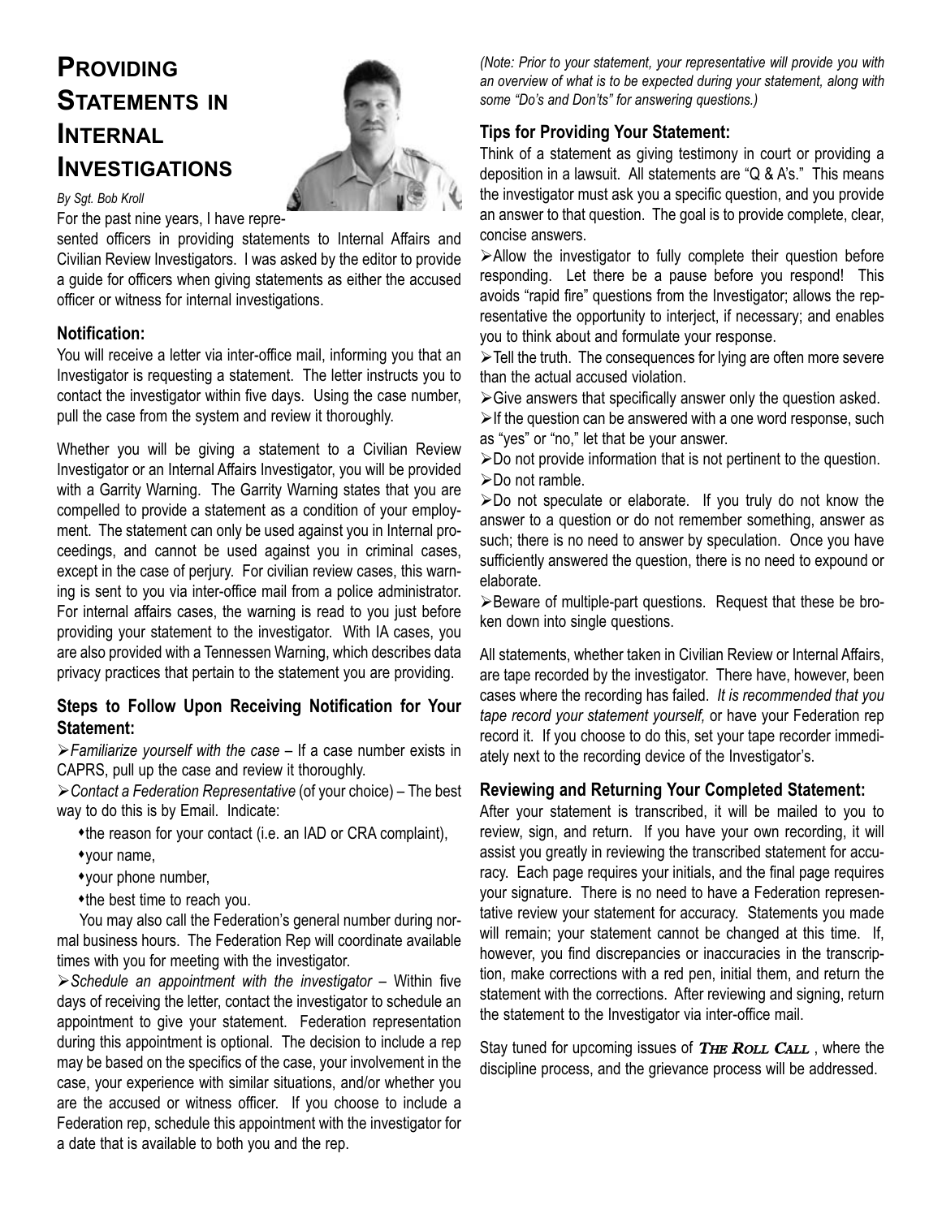# Providing Statements in Internal Investigations

*By Sgt. Bob Kroll*

For the past nine years, I have represented officers in providing statements to Internal Affairs and Civilian Review Investigators. I was asked by the editor to provide a guide for officers when giving statements as either the accused officer or witness for internal investigations.

### Notification:

You will receive a letter via inter-office mail, informing you that an Investigator is requesting a statement. The letter instructs you to contact the investigator within five days. Using the case number, pull the case from the system and review it thoroughly.

Whether you will be giving a statement to a Civilian Review Investigator or an Internal Affairs Investigator, you will be provided with a Garrity Warning. The Garrity Warning states that you are compelled to provide a statement as a condition of your employment. The statement can only be used against you in Internal proceedings, and cannot be used against you in criminal cases, except in the case of perjury. For civilian review cases, this warning is sent to you via inter-office mail from a police administrator. For internal affairs cases, the warning is read to you just before providing your statement to the investigator. With IA cases, you are also provided with a Tennessen Warning, which describes data privacy practices that pertain to the statement you are providing.

### Steps to Follow Upon Receiving Notification for Your Statement:

- *Familiarize yourself with the case* – If a case number exists in CAPRS, pull up the case and review it thoroughly.
- *Contact a Federation Representative* (of your choice) – The best way to do this is by Email. Indicate:
  - the reason for your contact (i.e. an IAD or CRA complaint),
  - your name,
  - your phone number,
  - the best time to reach you.

  You may also call the Federation's general number during normal business hours. The Federation Rep will coordinate available times with you for meeting with the investigator.
- *Schedule an appointment with the investigator* – Within five days of receiving the letter, contact the investigator to schedule an appointment to give your statement. Federation representation during this appointment is optional. The decision to include a rep may be based on the specifics of the case, your involvement in the case, your experience with similar situations, and/or whether you are the accused or witness officer. If you choose to include a Federation rep, schedule this appointment with the investigator for a date that is available to both you and the rep.

*(Note: Prior to your statement, your representative will provide you with an overview of what is to be expected during your statement, along with some "Do's and Don'ts" for answering questions.)*

### Tips for Providing Your Statement:

Think of a statement as giving testimony in court or providing a deposition in a lawsuit. All statements are "Q & A's." This means the investigator must ask you a specific question, and you provide an answer to that question. The goal is to provide complete, clear, concise answers.

- Allow the investigator to fully complete their question before responding. Let there be a pause before you respond! This avoids "rapid fire" questions from the Investigator; allows the representative the opportunity to interject, if necessary; and enables you to think about and formulate your response.
- Tell the truth. The consequences for lying are often more severe than the actual accused violation.
- Give answers that specifically answer only the question asked.
- If the question can be answered with a one word response, such as "yes" or "no," let that be your answer.
- Do not provide information that is not pertinent to the question.
- Do not ramble.
- Do not speculate or elaborate. If you truly do not know the answer to a question or do not remember something, answer as such; there is no need to answer by speculation. Once you have sufficiently answered the question, there is no need to expound or elaborate.
- Beware of multiple-part questions. Request that these be broken down into single questions.

All statements, whether taken in Civilian Review or Internal Affairs, are tape recorded by the investigator. There have, however, been cases where the recording has failed. *It is recommended that you tape record your statement yourself,* or have your Federation rep record it. If you choose to do this, set your tape recorder immediately next to the recording device of the Investigator's.

### Reviewing and Returning Your Completed Statement:

After your statement is transcribed, it will be mailed to you to review, sign, and return. If you have your own recording, it will assist you greatly in reviewing the transcribed statement for accuracy. Each page requires your initials, and the final page requires your signature. There is no need to have a Federation representative review your statement for accuracy. Statements you made will remain; your statement cannot be changed at this time. If, however, you find discrepancies or inaccuracies in the transcription, make corrections with a red pen, initial them, and return the statement with the corrections. After reviewing and signing, return the statement to the Investigator via inter-office mail.

Stay tuned for upcoming issues of ***The Roll Call***, where the discipline process, and the grievance process will be addressed.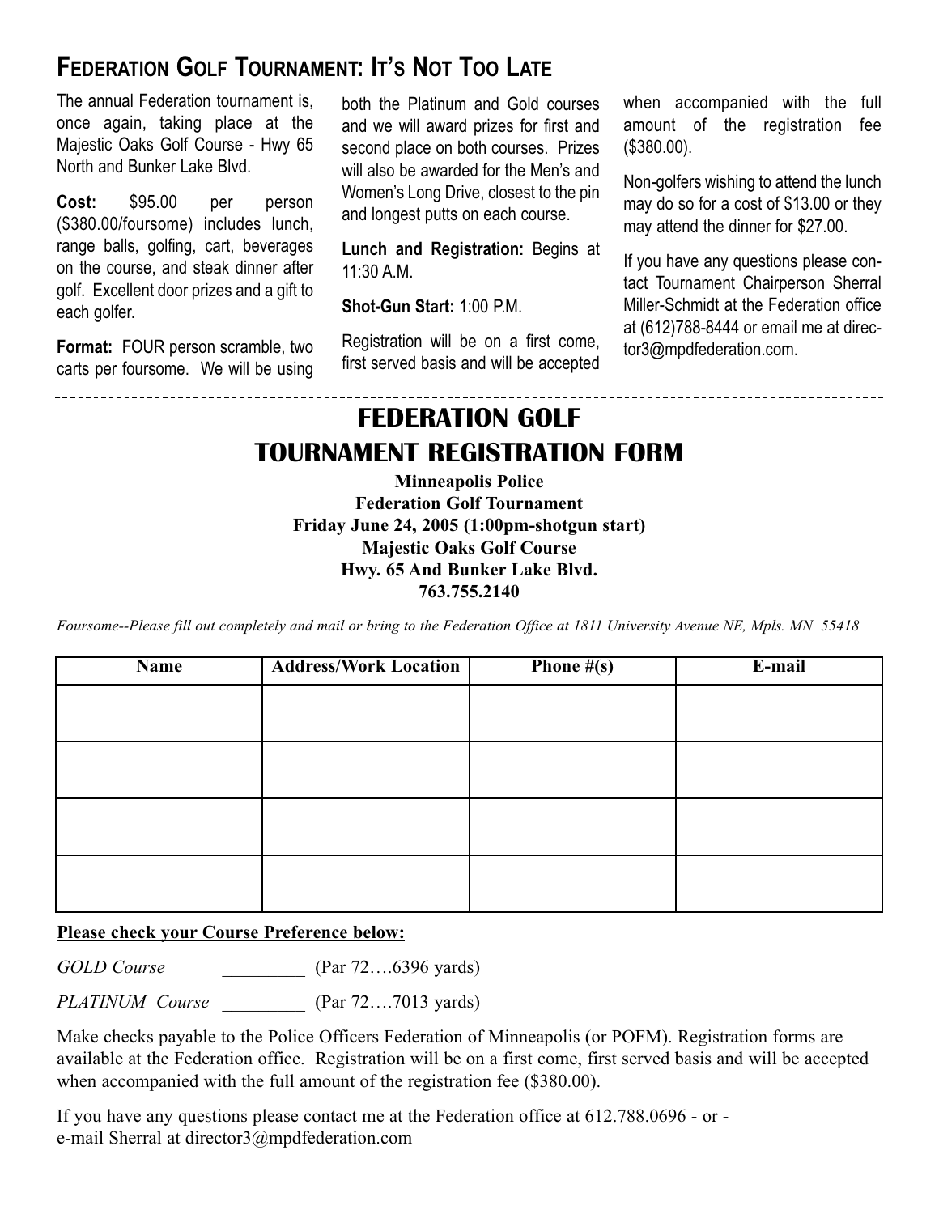## Federation Golf Tournament: It's Not Too Late

The annual Federation tournament is, once again, taking place at the Majestic Oaks Golf Course - Hwy 65 North and Bunker Lake Blvd.

**Cost:** $95.00 per person ($380.00/foursome) includes lunch, range balls, golfing, cart, beverages on the course, and steak dinner after golf. Excellent door prizes and a gift to each golfer.

**Format:** FOUR person scramble, two carts per foursome. We will be using both the Platinum and Gold courses and we will award prizes for first and second place on both courses. Prizes will also be awarded for the Men's and Women's Long Drive, closest to the pin and longest putts on each course.

**Lunch and Registration:** Begins at 11:30 A.M.

**Shot-Gun Start:** 1:00 P.M.

Registration will be on a first come, first served basis and will be accepted when accompanied with the full amount of the registration fee ($380.00).

Non-golfers wishing to attend the lunch may do so for a cost of $13.00 or they may attend the dinner for $27.00.

If you have any questions please contact Tournament Chairperson Sherral Miller-Schmidt at the Federation office at (612)788-8444 or email me at director3@mpdfederation.com.

---

# FEDERATION GOLF TOURNAMENT REGISTRATION FORM

**Minneapolis Police**
**Federation Golf Tournament**
**Friday June 24, 2005 (1:00pm-shotgun start)**
**Majestic Oaks Golf Course**
**Hwy. 65 And Bunker Lake Blvd.**
**763.755.2140**

*Foursome--Please fill out completely and mail or bring to the Federation Office at 1811 University Avenue NE, Mpls. MN 55418*

| Name | Address/Work Location | Phone #(s) | E-mail |
|---|---|---|---|
| | | | |
| | | | |
| | | | |
| | | | |

**Please check your Course Preference below:**

*GOLD Course* _________ (Par 72….6396 yards)

*PLATINUM Course* _________ (Par 72….7013 yards)

Make checks payable to the Police Officers Federation of Minneapolis (or POFM). Registration forms are available at the Federation office. Registration will be on a first come, first served basis and will be accepted when accompanied with the full amount of the registration fee ($380.00).

If you have any questions please contact me at the Federation office at 612.788.0696 - or - e-mail Sherral at director3@mpdfederation.com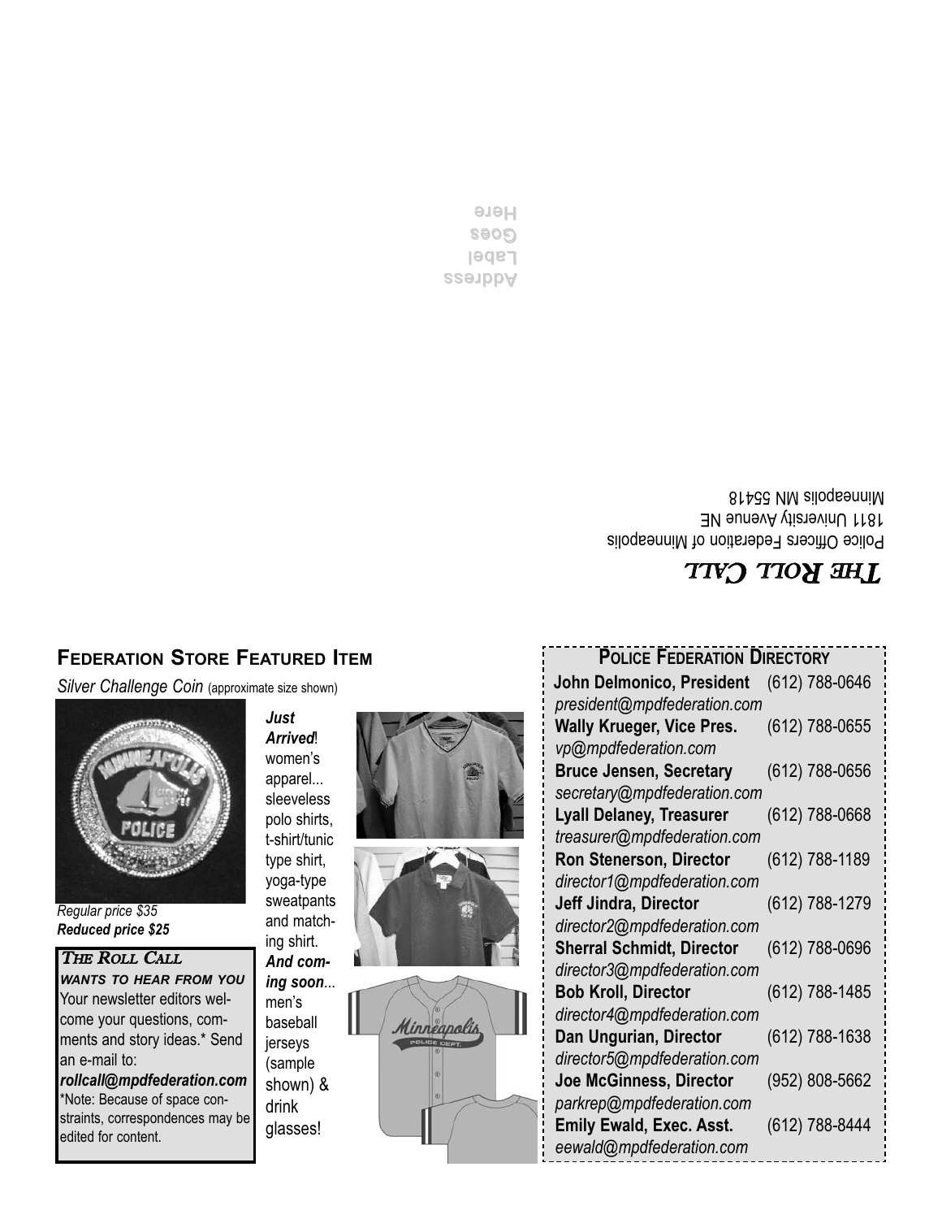Address
Label
Goes
Here

*The Roll Call*

Police Officers Federation of Minneapolis
1811 University Avenue NE
Minneapolis MN 55418

## Federation Store Featured Item

*Silver Challenge Coin* (approximate size shown)

*Regular price $35*
***Reduced price $25***

***Just Arrived!*** women's apparel... sleeveless polo shirts, t-shirt/tunic type shirt, yoga-type sweatpants and matching shirt. ***And coming soon...*** men's baseball jerseys (sample shown) & drink glasses!

### The Roll Call

***wants to hear from you***

Your newsletter editors welcome your questions, comments and story ideas.* Send an e-mail to:
***rollcall@mpdfederation.com***

*Note: Because of space constraints, correspondences may be edited for content.

## Police Federation Directory

| | |
|---|---|
| **John Delmonico, President**<br>*president@mpdfederation.com* | (612) 788-0646 |
| **Wally Krueger, Vice Pres.**<br>*vp@mpdfederation.com* | (612) 788-0655 |
| **Bruce Jensen, Secretary**<br>*secretary@mpdfederation.com* | (612) 788-0656 |
| **Lyall Delaney, Treasurer**<br>*treasurer@mpdfederation.com* | (612) 788-0668 |
| **Ron Stenerson, Director**<br>*director1@mpdfederation.com* | (612) 788-1189 |
| **Jeff Jindra, Director**<br>*director2@mpdfederation.com* | (612) 788-1279 |
| **Sherral Schmidt, Director**<br>*director3@mpdfederation.com* | (612) 788-0696 |
| **Bob Kroll, Director**<br>*director4@mpdfederation.com* | (612) 788-1485 |
| **Dan Ungurian, Director**<br>*director5@mpdfederation.com* | (612) 788-1638 |
| **Joe McGinness, Director**<br>*parkrep@mpdfederation.com* | (952) 808-5662 |
| **Emily Ewald, Exec. Asst.**<br>*eewald@mpdfederation.com* | (612) 788-8444 |